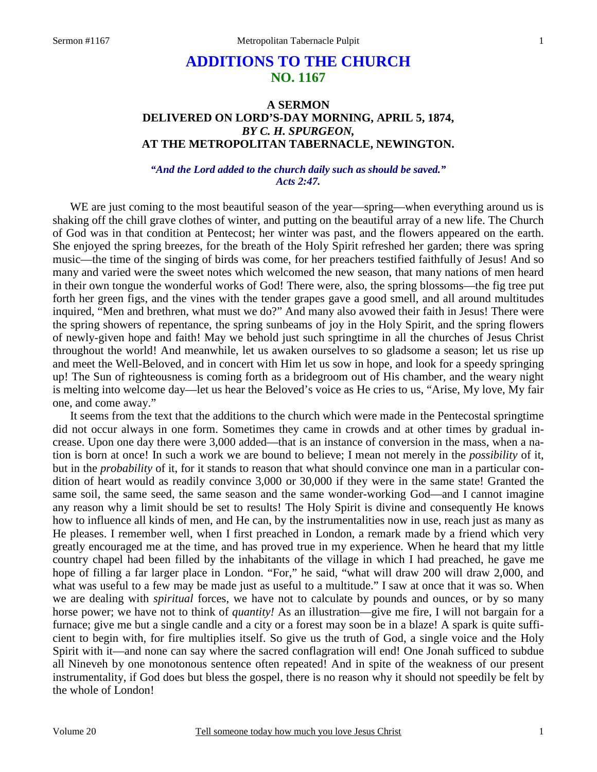# ADDITIONS TO THE CHURCH
## NO. 1167

### A SERMON
### DELIVERED ON LORD'S-DAY MORNING, APRIL 5, 1874,
### *BY C. H. SPURGEON,*
### AT THE METROPOLITAN TABERNACLE, NEWINGTON.

***"And the Lord added to the church daily such as should be saved." Acts 2:47.***

WE are just coming to the most beautiful season of the year—spring—when everything around us is shaking off the chill grave clothes of winter, and putting on the beautiful array of a new life. The Church of God was in that condition at Pentecost; her winter was past, and the flowers appeared on the earth. She enjoyed the spring breezes, for the breath of the Holy Spirit refreshed her garden; there was spring music—the time of the singing of birds was come, for her preachers testified faithfully of Jesus! And so many and varied were the sweet notes which welcomed the new season, that many nations of men heard in their own tongue the wonderful works of God! There were, also, the spring blossoms—the fig tree put forth her green figs, and the vines with the tender grapes gave a good smell, and all around multitudes inquired, "Men and brethren, what must we do?" And many also avowed their faith in Jesus! There were the spring showers of repentance, the spring sunbeams of joy in the Holy Spirit, and the spring flowers of newly-given hope and faith! May we behold just such springtime in all the churches of Jesus Christ throughout the world! And meanwhile, let us awaken ourselves to so gladsome a season; let us rise up and meet the Well-Beloved, and in concert with Him let us sow in hope, and look for a speedy springing up! The Sun of righteousness is coming forth as a bridegroom out of His chamber, and the weary night is melting into welcome day—let us hear the Beloved's voice as He cries to us, "Arise, My love, My fair one, and come away."

It seems from the text that the additions to the church which were made in the Pentecostal springtime did not occur always in one form. Sometimes they came in crowds and at other times by gradual increase. Upon one day there were 3,000 added—that is an instance of conversion in the mass, when a nation is born at once! In such a work we are bound to believe; I mean not merely in the *possibility* of it, but in the *probability* of it, for it stands to reason that what should convince one man in a particular condition of heart would as readily convince 3,000 or 30,000 if they were in the same state! Granted the same soil, the same seed, the same season and the same wonder-working God—and I cannot imagine any reason why a limit should be set to results! The Holy Spirit is divine and consequently He knows how to influence all kinds of men, and He can, by the instrumentalities now in use, reach just as many as He pleases. I remember well, when I first preached in London, a remark made by a friend which very greatly encouraged me at the time, and has proved true in my experience. When he heard that my little country chapel had been filled by the inhabitants of the village in which I had preached, he gave me hope of filling a far larger place in London. "For," he said, "what will draw 200 will draw 2,000, and what was useful to a few may be made just as useful to a multitude." I saw at once that it was so. When we are dealing with *spiritual* forces, we have not to calculate by pounds and ounces, or by so many horse power; we have not to think of *quantity!* As an illustration—give me fire, I will not bargain for a furnace; give me but a single candle and a city or a forest may soon be in a blaze! A spark is quite sufficient to begin with, for fire multiplies itself. So give us the truth of God, a single voice and the Holy Spirit with it—and none can say where the sacred conflagration will end! One Jonah sufficed to subdue all Nineveh by one monotonous sentence often repeated! And in spite of the weakness of our present instrumentality, if God does but bless the gospel, there is no reason why it should not speedily be felt by the whole of London!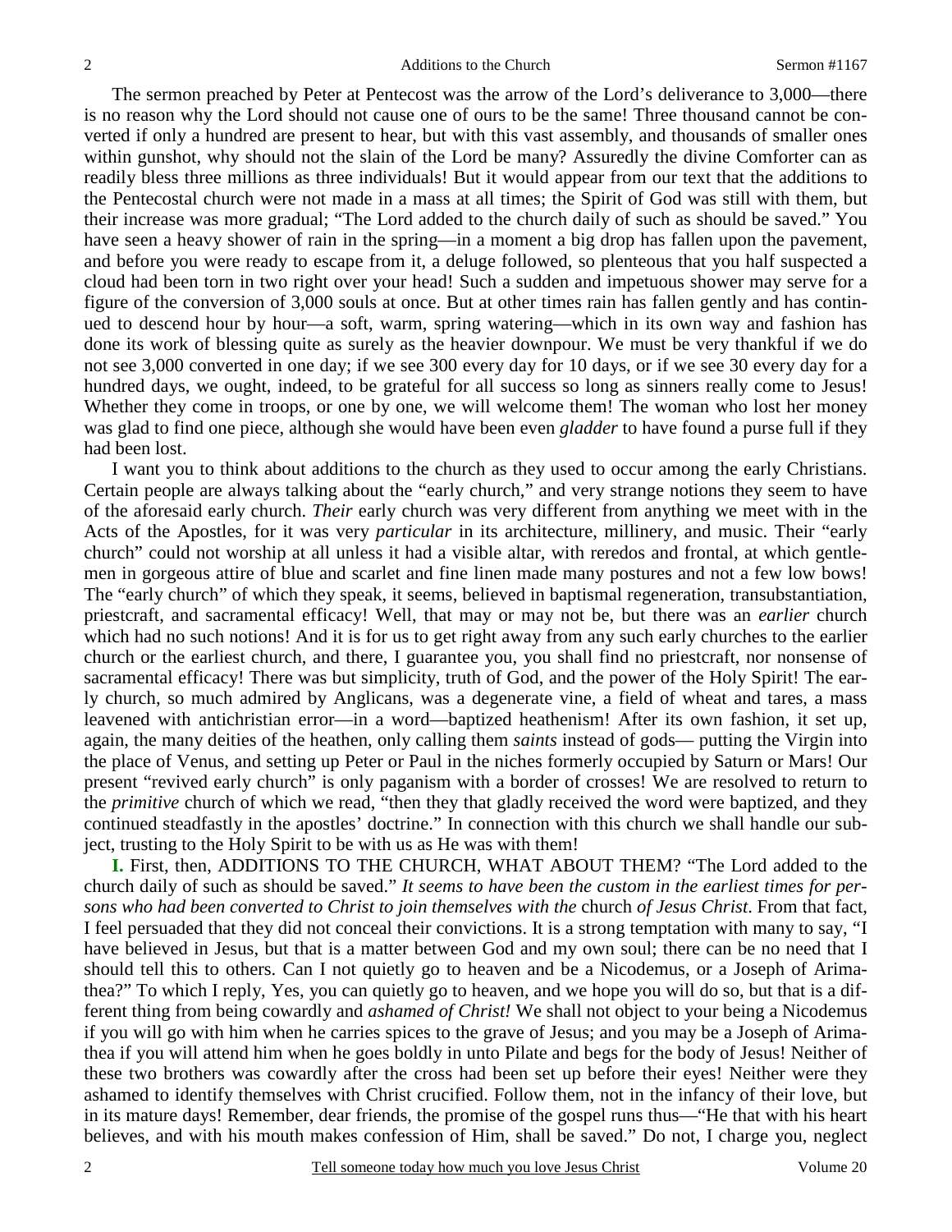The sermon preached by Peter at Pentecost was the arrow of the Lord's deliverance to 3,000—there is no reason why the Lord should not cause one of ours to be the same! Three thousand cannot be converted if only a hundred are present to hear, but with this vast assembly, and thousands of smaller ones within gunshot, why should not the slain of the Lord be many? Assuredly the divine Comforter can as readily bless three millions as three individuals! But it would appear from our text that the additions to the Pentecostal church were not made in a mass at all times; the Spirit of God was still with them, but their increase was more gradual; "The Lord added to the church daily of such as should be saved." You have seen a heavy shower of rain in the spring—in a moment a big drop has fallen upon the pavement, and before you were ready to escape from it, a deluge followed, so plenteous that you half suspected a cloud had been torn in two right over your head! Such a sudden and impetuous shower may serve for a figure of the conversion of 3,000 souls at once. But at other times rain has fallen gently and has continued to descend hour by hour—a soft, warm, spring watering—which in its own way and fashion has done its work of blessing quite as surely as the heavier downpour. We must be very thankful if we do not see 3,000 converted in one day; if we see 300 every day for 10 days, or if we see 30 every day for a hundred days, we ought, indeed, to be grateful for all success so long as sinners really come to Jesus! Whether they come in troops, or one by one, we will welcome them! The woman who lost her money was glad to find one piece, although she would have been even *gladder* to have found a purse full if they had been lost.

I want you to think about additions to the church as they used to occur among the early Christians. Certain people are always talking about the "early church," and very strange notions they seem to have of the aforesaid early church. *Their* early church was very different from anything we meet with in the Acts of the Apostles, for it was very *particular* in its architecture, millinery, and music. Their "early church" could not worship at all unless it had a visible altar, with reredos and frontal, at which gentlemen in gorgeous attire of blue and scarlet and fine linen made many postures and not a few low bows! The "early church" of which they speak, it seems, believed in baptismal regeneration, transubstantiation, priestcraft, and sacramental efficacy! Well, that may or may not be, but there was an *earlier* church which had no such notions! And it is for us to get right away from any such early churches to the earlier church or the earliest church, and there, I guarantee you, you shall find no priestcraft, nor nonsense of sacramental efficacy! There was but simplicity, truth of God, and the power of the Holy Spirit! The early church, so much admired by Anglicans, was a degenerate vine, a field of wheat and tares, a mass leavened with antichristian error—in a word—baptized heathenism! After its own fashion, it set up, again, the many deities of the heathen, only calling them *saints* instead of gods— putting the Virgin into the place of Venus, and setting up Peter or Paul in the niches formerly occupied by Saturn or Mars! Our present "revived early church" is only paganism with a border of crosses! We are resolved to return to the *primitive* church of which we read, "then they that gladly received the word were baptized, and they continued steadfastly in the apostles' doctrine." In connection with this church we shall handle our subject, trusting to the Holy Spirit to be with us as He was with them!

**I.** First, then, ADDITIONS TO THE CHURCH, WHAT ABOUT THEM? "The Lord added to the church daily of such as should be saved." *It seems to have been the custom in the earliest times for persons who had been converted to Christ to join themselves with the* church *of Jesus Christ*. From that fact, I feel persuaded that they did not conceal their convictions. It is a strong temptation with many to say, "I have believed in Jesus, but that is a matter between God and my own soul; there can be no need that I should tell this to others. Can I not quietly go to heaven and be a Nicodemus, or a Joseph of Arimathea?" To which I reply, Yes, you can quietly go to heaven, and we hope you will do so, but that is a different thing from being cowardly and *ashamed of Christ!* We shall not object to your being a Nicodemus if you will go with him when he carries spices to the grave of Jesus; and you may be a Joseph of Arimathea if you will attend him when he goes boldly in unto Pilate and begs for the body of Jesus! Neither of these two brothers was cowardly after the cross had been set up before their eyes! Neither were they ashamed to identify themselves with Christ crucified. Follow them, not in the infancy of their love, but in its mature days! Remember, dear friends, the promise of the gospel runs thus—"He that with his heart believes, and with his mouth makes confession of Him, shall be saved." Do not, I charge you, neglect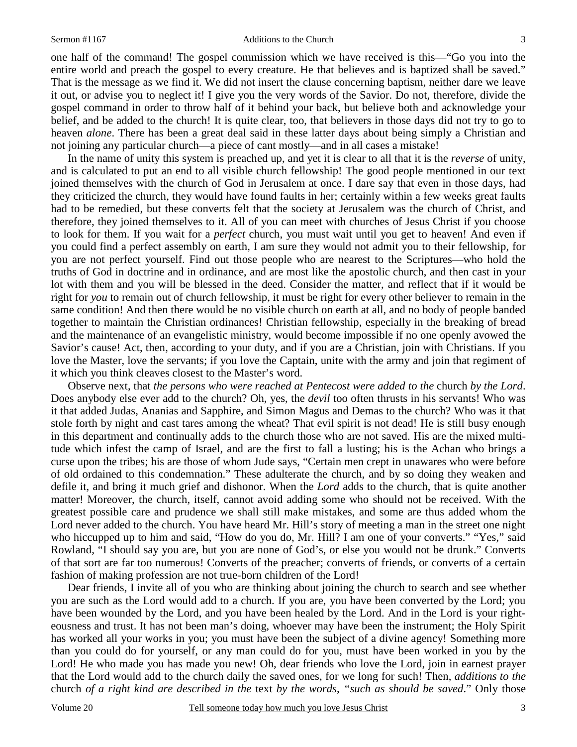one half of the command! The gospel commission which we have received is this—"Go you into the entire world and preach the gospel to every creature. He that believes and is baptized shall be saved." That is the message as we find it. We did not insert the clause concerning baptism, neither dare we leave it out, or advise you to neglect it! I give you the very words of the Savior. Do not, therefore, divide the gospel command in order to throw half of it behind your back, but believe both and acknowledge your belief, and be added to the church! It is quite clear, too, that believers in those days did not try to go to heaven *alone*. There has been a great deal said in these latter days about being simply a Christian and not joining any particular church—a piece of cant mostly—and in all cases a mistake!

In the name of unity this system is preached up, and yet it is clear to all that it is the *reverse* of unity, and is calculated to put an end to all visible church fellowship! The good people mentioned in our text joined themselves with the church of God in Jerusalem at once. I dare say that even in those days, had they criticized the church, they would have found faults in her; certainly within a few weeks great faults had to be remedied, but these converts felt that the society at Jerusalem was the church of Christ, and therefore, they joined themselves to it. All of you can meet with churches of Jesus Christ if you choose to look for them. If you wait for a *perfect* church, you must wait until you get to heaven! And even if you could find a perfect assembly on earth, I am sure they would not admit you to their fellowship, for you are not perfect yourself. Find out those people who are nearest to the Scriptures—who hold the truths of God in doctrine and in ordinance, and are most like the apostolic church, and then cast in your lot with them and you will be blessed in the deed. Consider the matter, and reflect that if it would be right for *you* to remain out of church fellowship, it must be right for every other believer to remain in the same condition! And then there would be no visible church on earth at all, and no body of people banded together to maintain the Christian ordinances! Christian fellowship, especially in the breaking of bread and the maintenance of an evangelistic ministry, would become impossible if no one openly avowed the Savior's cause! Act, then, according to your duty, and if you are a Christian, join with Christians. If you love the Master, love the servants; if you love the Captain, unite with the army and join that regiment of it which you think cleaves closest to the Master's word.

Observe next, that *the persons who were reached at Pentecost were added to the* church *by the Lord*. Does anybody else ever add to the church? Oh, yes, the *devil* too often thrusts in his servants! Who was it that added Judas, Ananias and Sapphire, and Simon Magus and Demas to the church? Who was it that stole forth by night and cast tares among the wheat? That evil spirit is not dead! He is still busy enough in this department and continually adds to the church those who are not saved. His are the mixed multitude which infest the camp of Israel, and are the first to fall a lusting; his is the Achan who brings a curse upon the tribes; his are those of whom Jude says, "Certain men crept in unawares who were before of old ordained to this condemnation." These adulterate the church, and by so doing they weaken and defile it, and bring it much grief and dishonor. When the *Lord* adds to the church, that is quite another matter! Moreover, the church, itself, cannot avoid adding some who should not be received. With the greatest possible care and prudence we shall still make mistakes, and some are thus added whom the Lord never added to the church. You have heard Mr. Hill's story of meeting a man in the street one night who hiccupped up to him and said, "How do you do, Mr. Hill? I am one of your converts." "Yes," said Rowland, "I should say you are, but you are none of God's, or else you would not be drunk." Converts of that sort are far too numerous! Converts of the preacher; converts of friends, or converts of a certain fashion of making profession are not true-born children of the Lord!

Dear friends, I invite all of you who are thinking about joining the church to search and see whether you are such as the Lord would add to a church. If you are, you have been converted by the Lord; you have been wounded by the Lord, and you have been healed by the Lord. And in the Lord is your righteousness and trust. It has not been man's doing, whoever may have been the instrument; the Holy Spirit has worked all your works in you; you must have been the subject of a divine agency! Something more than you could do for yourself, or any man could do for you, must have been worked in you by the Lord! He who made you has made you new! Oh, dear friends who love the Lord, join in earnest prayer that the Lord would add to the church daily the saved ones, for we long for such! Then, *additions to the* church *of a right kind are described in the* text *by the words, "such as should be saved*." Only those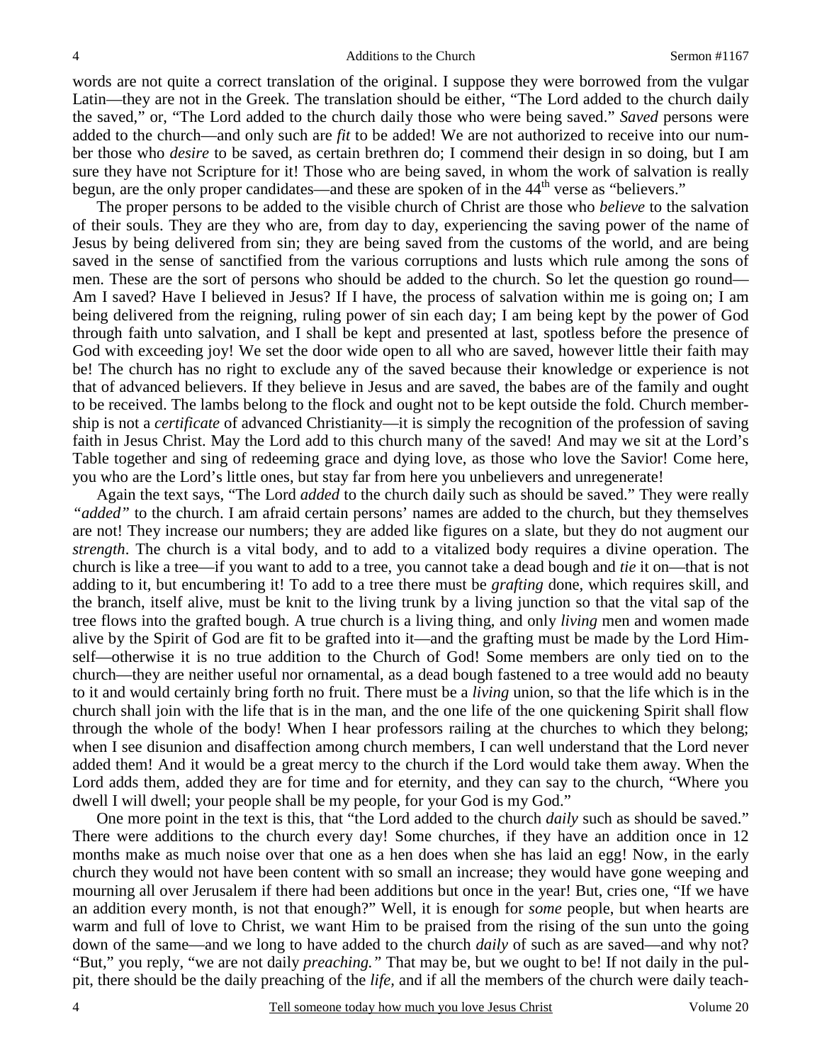words are not quite a correct translation of the original. I suppose they were borrowed from the vulgar Latin—they are not in the Greek. The translation should be either, "The Lord added to the church daily the saved," or, "The Lord added to the church daily those who were being saved." *Saved* persons were added to the church—and only such are *fit* to be added! We are not authorized to receive into our number those who *desire* to be saved, as certain brethren do; I commend their design in so doing, but I am sure they have not Scripture for it! Those who are being saved, in whom the work of salvation is really begun, are the only proper candidates—and these are spoken of in the 44th verse as "believers."

The proper persons to be added to the visible church of Christ are those who *believe* to the salvation of their souls. They are they who are, from day to day, experiencing the saving power of the name of Jesus by being delivered from sin; they are being saved from the customs of the world, and are being saved in the sense of sanctified from the various corruptions and lusts which rule among the sons of men. These are the sort of persons who should be added to the church. So let the question go round—Am I saved? Have I believed in Jesus? If I have, the process of salvation within me is going on; I am being delivered from the reigning, ruling power of sin each day; I am being kept by the power of God through faith unto salvation, and I shall be kept and presented at last, spotless before the presence of God with exceeding joy! We set the door wide open to all who are saved, however little their faith may be! The church has no right to exclude any of the saved because their knowledge or experience is not that of advanced believers. If they believe in Jesus and are saved, the babes are of the family and ought to be received. The lambs belong to the flock and ought not to be kept outside the fold. Church membership is not a *certificate* of advanced Christianity—it is simply the recognition of the profession of saving faith in Jesus Christ. May the Lord add to this church many of the saved! And may we sit at the Lord's Table together and sing of redeeming grace and dying love, as those who love the Savior! Come here, you who are the Lord's little ones, but stay far from here you unbelievers and unregenerate!

Again the text says, "The Lord *added* to the church daily such as should be saved." They were really *"added"* to the church. I am afraid certain persons' names are added to the church, but they themselves are not! They increase our numbers; they are added like figures on a slate, but they do not augment our *strength*. The church is a vital body, and to add to a vitalized body requires a divine operation. The church is like a tree—if you want to add to a tree, you cannot take a dead bough and *tie* it on—that is not adding to it, but encumbering it! To add to a tree there must be *grafting* done, which requires skill, and the branch, itself alive, must be knit to the living trunk by a living junction so that the vital sap of the tree flows into the grafted bough. A true church is a living thing, and only *living* men and women made alive by the Spirit of God are fit to be grafted into it—and the grafting must be made by the Lord Himself—otherwise it is no true addition to the Church of God! Some members are only tied on to the church—they are neither useful nor ornamental, as a dead bough fastened to a tree would add no beauty to it and would certainly bring forth no fruit. There must be a *living* union, so that the life which is in the church shall join with the life that is in the man, and the one life of the one quickening Spirit shall flow through the whole of the body! When I hear professors railing at the churches to which they belong; when I see disunion and disaffection among church members, I can well understand that the Lord never added them! And it would be a great mercy to the church if the Lord would take them away. When the Lord adds them, added they are for time and for eternity, and they can say to the church, "Where you dwell I will dwell; your people shall be my people, for your God is my God."

One more point in the text is this, that "the Lord added to the church *daily* such as should be saved." There were additions to the church every day! Some churches, if they have an addition once in 12 months make as much noise over that one as a hen does when she has laid an egg! Now, in the early church they would not have been content with so small an increase; they would have gone weeping and mourning all over Jerusalem if there had been additions but once in the year! But, cries one, "If we have an addition every month, is not that enough?" Well, it is enough for *some* people, but when hearts are warm and full of love to Christ, we want Him to be praised from the rising of the sun unto the going down of the same—and we long to have added to the church *daily* of such as are saved—and why not? "But," you reply, "we are not daily *preaching."* That may be, but we ought to be! If not daily in the pulpit, there should be the daily preaching of the *life,* and if all the members of the church were daily teach-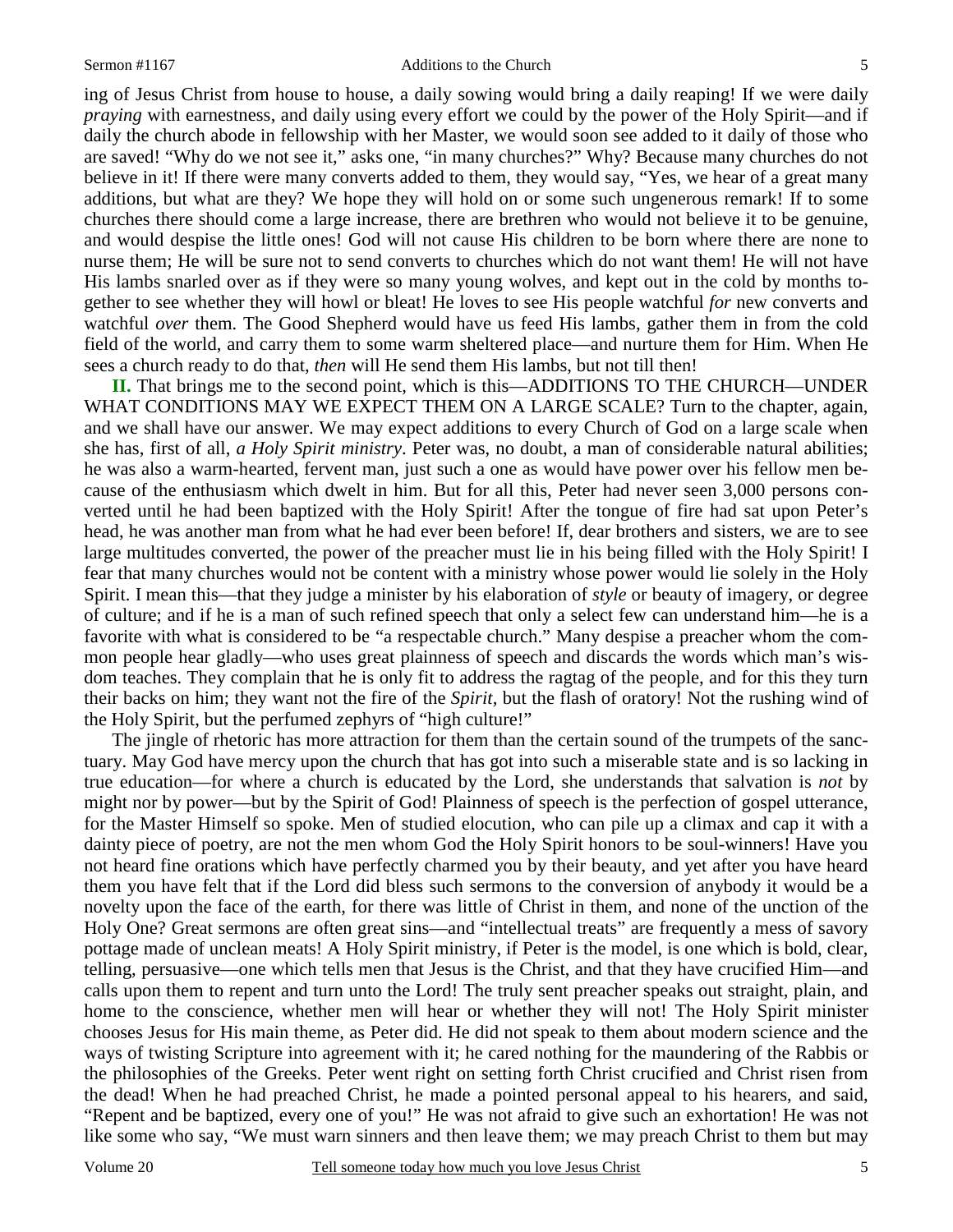ing of Jesus Christ from house to house, a daily sowing would bring a daily reaping! If we were daily *praying* with earnestness, and daily using every effort we could by the power of the Holy Spirit—and if daily the church abode in fellowship with her Master, we would soon see added to it daily of those who are saved! "Why do we not see it," asks one, "in many churches?" Why? Because many churches do not believe in it! If there were many converts added to them, they would say, "Yes, we hear of a great many additions, but what are they? We hope they will hold on or some such ungenerous remark! If to some churches there should come a large increase, there are brethren who would not believe it to be genuine, and would despise the little ones! God will not cause His children to be born where there are none to nurse them; He will be sure not to send converts to churches which do not want them! He will not have His lambs snarled over as if they were so many young wolves, and kept out in the cold by months together to see whether they will howl or bleat! He loves to see His people watchful *for* new converts and watchful *over* them. The Good Shepherd would have us feed His lambs, gather them in from the cold field of the world, and carry them to some warm sheltered place—and nurture them for Him. When He sees a church ready to do that, *then* will He send them His lambs, but not till then!

**II.** That brings me to the second point, which is this—ADDITIONS TO THE CHURCH—UNDER WHAT CONDITIONS MAY WE EXPECT THEM ON A LARGE SCALE? Turn to the chapter, again, and we shall have our answer. We may expect additions to every Church of God on a large scale when she has, first of all, *a Holy Spirit ministry*. Peter was, no doubt, a man of considerable natural abilities; he was also a warm-hearted, fervent man, just such a one as would have power over his fellow men because of the enthusiasm which dwelt in him. But for all this, Peter had never seen 3,000 persons converted until he had been baptized with the Holy Spirit! After the tongue of fire had sat upon Peter's head, he was another man from what he had ever been before! If, dear brothers and sisters, we are to see large multitudes converted, the power of the preacher must lie in his being filled with the Holy Spirit! I fear that many churches would not be content with a ministry whose power would lie solely in the Holy Spirit. I mean this—that they judge a minister by his elaboration of *style* or beauty of imagery, or degree of culture; and if he is a man of such refined speech that only a select few can understand him—he is a favorite with what is considered to be "a respectable church." Many despise a preacher whom the common people hear gladly—who uses great plainness of speech and discards the words which man's wisdom teaches. They complain that he is only fit to address the ragtag of the people, and for this they turn their backs on him; they want not the fire of the *Spirit*, but the flash of oratory! Not the rushing wind of the Holy Spirit, but the perfumed zephyrs of "high culture!"

The jingle of rhetoric has more attraction for them than the certain sound of the trumpets of the sanctuary. May God have mercy upon the church that has got into such a miserable state and is so lacking in true education—for where a church is educated by the Lord, she understands that salvation is *not* by might nor by power—but by the Spirit of God! Plainness of speech is the perfection of gospel utterance, for the Master Himself so spoke. Men of studied elocution, who can pile up a climax and cap it with a dainty piece of poetry, are not the men whom God the Holy Spirit honors to be soul-winners! Have you not heard fine orations which have perfectly charmed you by their beauty, and yet after you have heard them you have felt that if the Lord did bless such sermons to the conversion of anybody it would be a novelty upon the face of the earth, for there was little of Christ in them, and none of the unction of the Holy One? Great sermons are often great sins—and "intellectual treats" are frequently a mess of savory pottage made of unclean meats! A Holy Spirit ministry, if Peter is the model, is one which is bold, clear, telling, persuasive—one which tells men that Jesus is the Christ, and that they have crucified Him—and calls upon them to repent and turn unto the Lord! The truly sent preacher speaks out straight, plain, and home to the conscience, whether men will hear or whether they will not! The Holy Spirit minister chooses Jesus for His main theme, as Peter did. He did not speak to them about modern science and the ways of twisting Scripture into agreement with it; he cared nothing for the maundering of the Rabbis or the philosophies of the Greeks. Peter went right on setting forth Christ crucified and Christ risen from the dead! When he had preached Christ, he made a pointed personal appeal to his hearers, and said, "Repent and be baptized, every one of you!" He was not afraid to give such an exhortation! He was not like some who say, "We must warn sinners and then leave them; we may preach Christ to them but may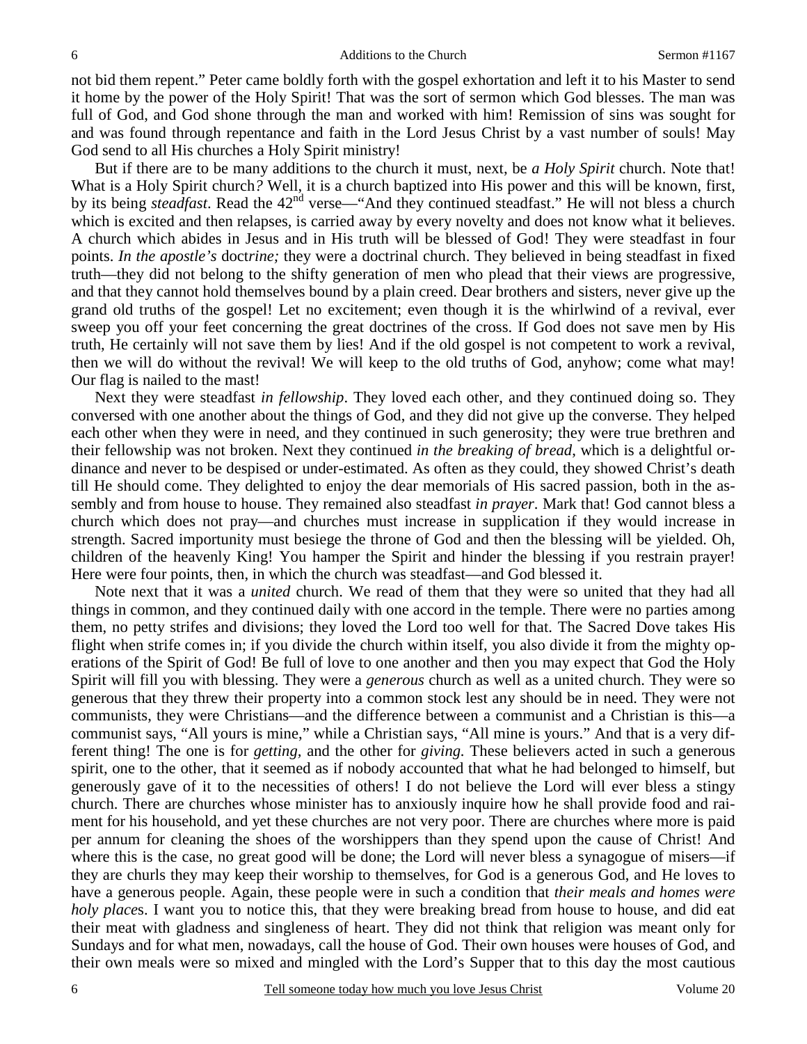not bid them repent." Peter came boldly forth with the gospel exhortation and left it to his Master to send it home by the power of the Holy Spirit! That was the sort of sermon which God blesses. The man was full of God, and God shone through the man and worked with him! Remission of sins was sought for and was found through repentance and faith in the Lord Jesus Christ by a vast number of souls! May God send to all His churches a Holy Spirit ministry!

But if there are to be many additions to the church it must, next, be *a Holy Spirit* church. Note that! What is a Holy Spirit church*?* Well, it is a church baptized into His power and this will be known, first, by its being *steadfast*. Read the 42nd verse—"And they continued steadfast." He will not bless a church which is excited and then relapses, is carried away by every novelty and does not know what it believes. A church which abides in Jesus and in His truth will be blessed of God! They were steadfast in four points. *In the apostle's* doct*rine;* they were a doctrinal church. They believed in being steadfast in fixed truth—they did not belong to the shifty generation of men who plead that their views are progressive, and that they cannot hold themselves bound by a plain creed. Dear brothers and sisters, never give up the grand old truths of the gospel! Let no excitement; even though it is the whirlwind of a revival, ever sweep you off your feet concerning the great doctrines of the cross. If God does not save men by His truth, He certainly will not save them by lies! And if the old gospel is not competent to work a revival, then we will do without the revival! We will keep to the old truths of God, anyhow; come what may! Our flag is nailed to the mast!

Next they were steadfast *in fellowship*. They loved each other, and they continued doing so. They conversed with one another about the things of God, and they did not give up the converse. They helped each other when they were in need, and they continued in such generosity; they were true brethren and their fellowship was not broken. Next they continued *in the breaking of bread*, which is a delightful ordinance and never to be despised or under-estimated. As often as they could, they showed Christ's death till He should come. They delighted to enjoy the dear memorials of His sacred passion, both in the assembly and from house to house. They remained also steadfast *in prayer*. Mark that! God cannot bless a church which does not pray—and churches must increase in supplication if they would increase in strength. Sacred importunity must besiege the throne of God and then the blessing will be yielded. Oh, children of the heavenly King! You hamper the Spirit and hinder the blessing if you restrain prayer! Here were four points, then, in which the church was steadfast—and God blessed it.

Note next that it was a *united* church. We read of them that they were so united that they had all things in common, and they continued daily with one accord in the temple. There were no parties among them, no petty strifes and divisions; they loved the Lord too well for that. The Sacred Dove takes His flight when strife comes in; if you divide the church within itself, you also divide it from the mighty operations of the Spirit of God! Be full of love to one another and then you may expect that God the Holy Spirit will fill you with blessing. They were a *generous* church as well as a united church. They were so generous that they threw their property into a common stock lest any should be in need. They were not communists, they were Christians—and the difference between a communist and a Christian is this—a communist says, "All yours is mine," while a Christian says, "All mine is yours." And that is a very different thing! The one is for *getting,* and the other for *giving.* These believers acted in such a generous spirit, one to the other, that it seemed as if nobody accounted that what he had belonged to himself, but generously gave of it to the necessities of others! I do not believe the Lord will ever bless a stingy church. There are churches whose minister has to anxiously inquire how he shall provide food and raiment for his household, and yet these churches are not very poor. There are churches where more is paid per annum for cleaning the shoes of the worshippers than they spend upon the cause of Christ! And where this is the case, no great good will be done; the Lord will never bless a synagogue of misers—if they are churls they may keep their worship to themselves, for God is a generous God, and He loves to have a generous people. Again, these people were in such a condition that *their meals and homes were holy place*s. I want you to notice this, that they were breaking bread from house to house, and did eat their meat with gladness and singleness of heart. They did not think that religion was meant only for Sundays and for what men, nowadays, call the house of God. Their own houses were houses of God, and their own meals were so mixed and mingled with the Lord's Supper that to this day the most cautious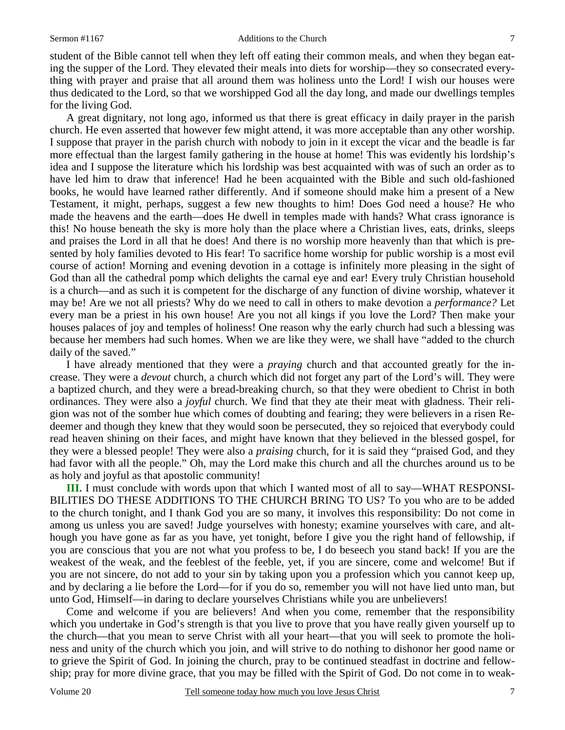student of the Bible cannot tell when they left off eating their common meals, and when they began eating the supper of the Lord. They elevated their meals into diets for worship—they so consecrated everything with prayer and praise that all around them was holiness unto the Lord! I wish our houses were thus dedicated to the Lord, so that we worshipped God all the day long, and made our dwellings temples for the living God.

A great dignitary, not long ago, informed us that there is great efficacy in daily prayer in the parish church. He even asserted that however few might attend, it was more acceptable than any other worship. I suppose that prayer in the parish church with nobody to join in it except the vicar and the beadle is far more effectual than the largest family gathering in the house at home! This was evidently his lordship's idea and I suppose the literature which his lordship was best acquainted with was of such an order as to have led him to draw that inference! Had he been acquainted with the Bible and such old-fashioned books, he would have learned rather differently. And if someone should make him a present of a New Testament, it might, perhaps, suggest a few new thoughts to him! Does God need a house? He who made the heavens and the earth—does He dwell in temples made with hands? What crass ignorance is this! No house beneath the sky is more holy than the place where a Christian lives, eats, drinks, sleeps and praises the Lord in all that he does! And there is no worship more heavenly than that which is presented by holy families devoted to His fear! To sacrifice home worship for public worship is a most evil course of action! Morning and evening devotion in a cottage is infinitely more pleasing in the sight of God than all the cathedral pomp which delights the carnal eye and ear! Every truly Christian household is a church—and as such it is competent for the discharge of any function of divine worship, whatever it may be! Are we not all priests? Why do we need to call in others to make devotion a *performance?* Let every man be a priest in his own house! Are you not all kings if you love the Lord? Then make your houses palaces of joy and temples of holiness! One reason why the early church had such a blessing was because her members had such homes. When we are like they were, we shall have "added to the church daily of the saved."

I have already mentioned that they were a *praying* church and that accounted greatly for the increase. They were a *devout* church, a church which did not forget any part of the Lord's will. They were a baptized church, and they were a bread-breaking church, so that they were obedient to Christ in both ordinances. They were also a *joyful* church. We find that they ate their meat with gladness. Their religion was not of the somber hue which comes of doubting and fearing; they were believers in a risen Redeemer and though they knew that they would soon be persecuted, they so rejoiced that everybody could read heaven shining on their faces, and might have known that they believed in the blessed gospel, for they were a blessed people! They were also a *praising* church, for it is said they "praised God, and they had favor with all the people." Oh, may the Lord make this church and all the churches around us to be as holy and joyful as that apostolic community!

**III.** I must conclude with words upon that which I wanted most of all to say—WHAT RESPONSIBILITIES DO THESE ADDITIONS TO THE CHURCH BRING TO US? To you who are to be added to the church tonight, and I thank God you are so many, it involves this responsibility: Do not come in among us unless you are saved! Judge yourselves with honesty; examine yourselves with care, and although you have gone as far as you have, yet tonight, before I give you the right hand of fellowship, if you are conscious that you are not what you profess to be, I do beseech you stand back! If you are the weakest of the weak, and the feeblest of the feeble, yet, if you are sincere, come and welcome! But if you are not sincere, do not add to your sin by taking upon you a profession which you cannot keep up, and by declaring a lie before the Lord—for if you do so, remember you will not have lied unto man, but unto God, Himself—in daring to declare yourselves Christians while you are unbelievers!

Come and welcome if you are believers! And when you come, remember that the responsibility which you undertake in God's strength is that you live to prove that you have really given yourself up to the church—that you mean to serve Christ with all your heart—that you will seek to promote the holiness and unity of the church which you join, and will strive to do nothing to dishonor her good name or to grieve the Spirit of God. In joining the church, pray to be continued steadfast in doctrine and fellowship; pray for more divine grace, that you may be filled with the Spirit of God. Do not come in to weak-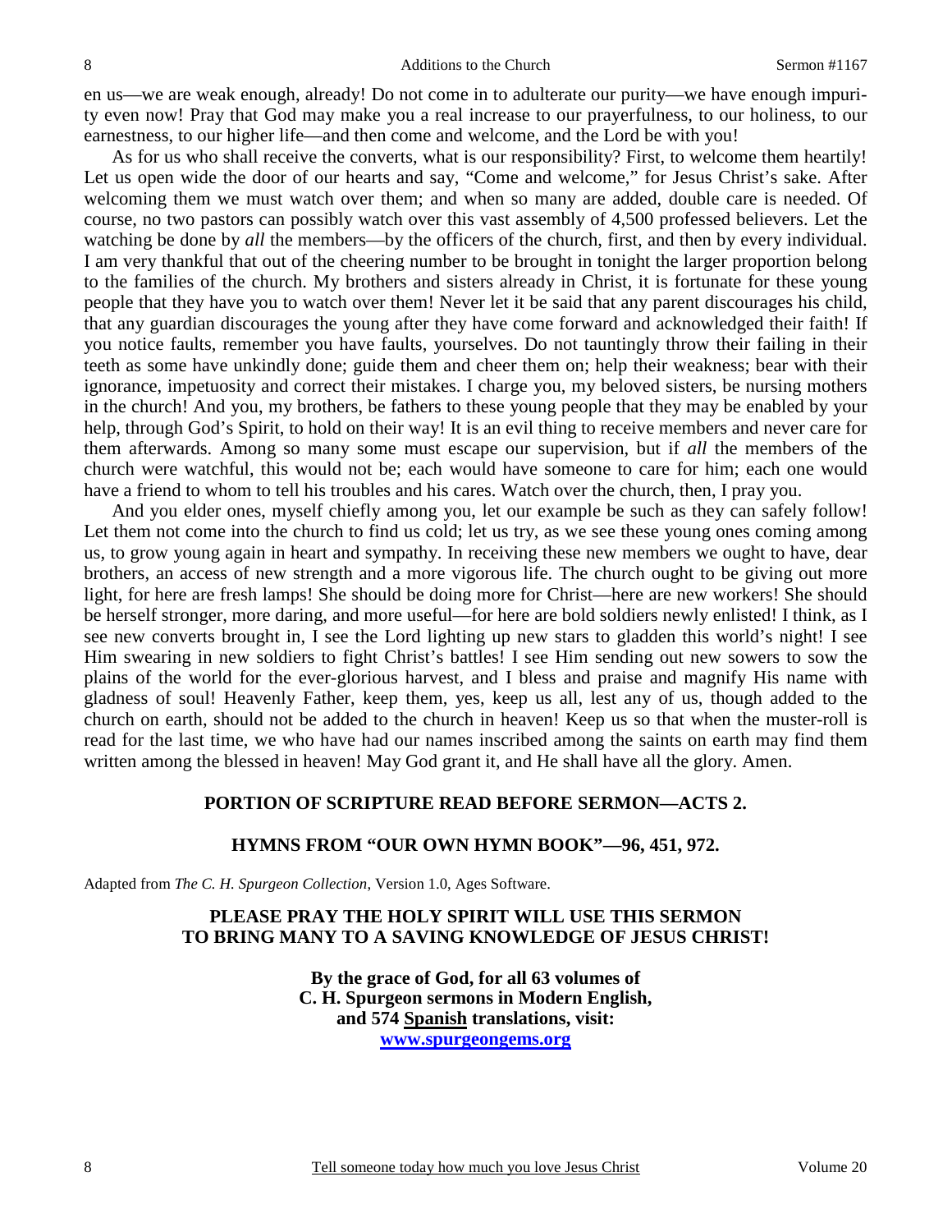en us—we are weak enough, already! Do not come in to adulterate our purity—we have enough impurity even now! Pray that God may make you a real increase to our prayerfulness, to our holiness, to our earnestness, to our higher life—and then come and welcome, and the Lord be with you!

As for us who shall receive the converts, what is our responsibility? First, to welcome them heartily! Let us open wide the door of our hearts and say, "Come and welcome," for Jesus Christ's sake. After welcoming them we must watch over them; and when so many are added, double care is needed. Of course, no two pastors can possibly watch over this vast assembly of 4,500 professed believers. Let the watching be done by *all* the members—by the officers of the church, first, and then by every individual. I am very thankful that out of the cheering number to be brought in tonight the larger proportion belong to the families of the church. My brothers and sisters already in Christ, it is fortunate for these young people that they have you to watch over them! Never let it be said that any parent discourages his child, that any guardian discourages the young after they have come forward and acknowledged their faith! If you notice faults, remember you have faults, yourselves. Do not tauntingly throw their failing in their teeth as some have unkindly done; guide them and cheer them on; help their weakness; bear with their ignorance, impetuosity and correct their mistakes. I charge you, my beloved sisters, be nursing mothers in the church! And you, my brothers, be fathers to these young people that they may be enabled by your help, through God's Spirit, to hold on their way! It is an evil thing to receive members and never care for them afterwards. Among so many some must escape our supervision, but if *all* the members of the church were watchful, this would not be; each would have someone to care for him; each one would have a friend to whom to tell his troubles and his cares. Watch over the church, then, I pray you.

And you elder ones, myself chiefly among you, let our example be such as they can safely follow! Let them not come into the church to find us cold; let us try, as we see these young ones coming among us, to grow young again in heart and sympathy. In receiving these new members we ought to have, dear brothers, an access of new strength and a more vigorous life. The church ought to be giving out more light, for here are fresh lamps! She should be doing more for Christ—here are new workers! She should be herself stronger, more daring, and more useful—for here are bold soldiers newly enlisted! I think, as I see new converts brought in, I see the Lord lighting up new stars to gladden this world's night! I see Him swearing in new soldiers to fight Christ's battles! I see Him sending out new sowers to sow the plains of the world for the ever-glorious harvest, and I bless and praise and magnify His name with gladness of soul! Heavenly Father, keep them, yes, keep us all, lest any of us, though added to the church on earth, should not be added to the church in heaven! Keep us so that when the muster-roll is read for the last time, we who have had our names inscribed among the saints on earth may find them written among the blessed in heaven! May God grant it, and He shall have all the glory. Amen.

**PORTION OF SCRIPTURE READ BEFORE SERMON—ACTS 2.**

**HYMNS FROM "OUR OWN HYMN BOOK"—96, 451, 972.**

Adapted from *The C. H. Spurgeon Collection*, Version 1.0, Ages Software.

**PLEASE PRAY THE HOLY SPIRIT WILL USE THIS SERMON TO BRING MANY TO A SAVING KNOWLEDGE OF JESUS CHRIST!**

**By the grace of God, for all 63 volumes of C. H. Spurgeon sermons in Modern English, and 574 Spanish translations, visit: www.spurgeongems.org**